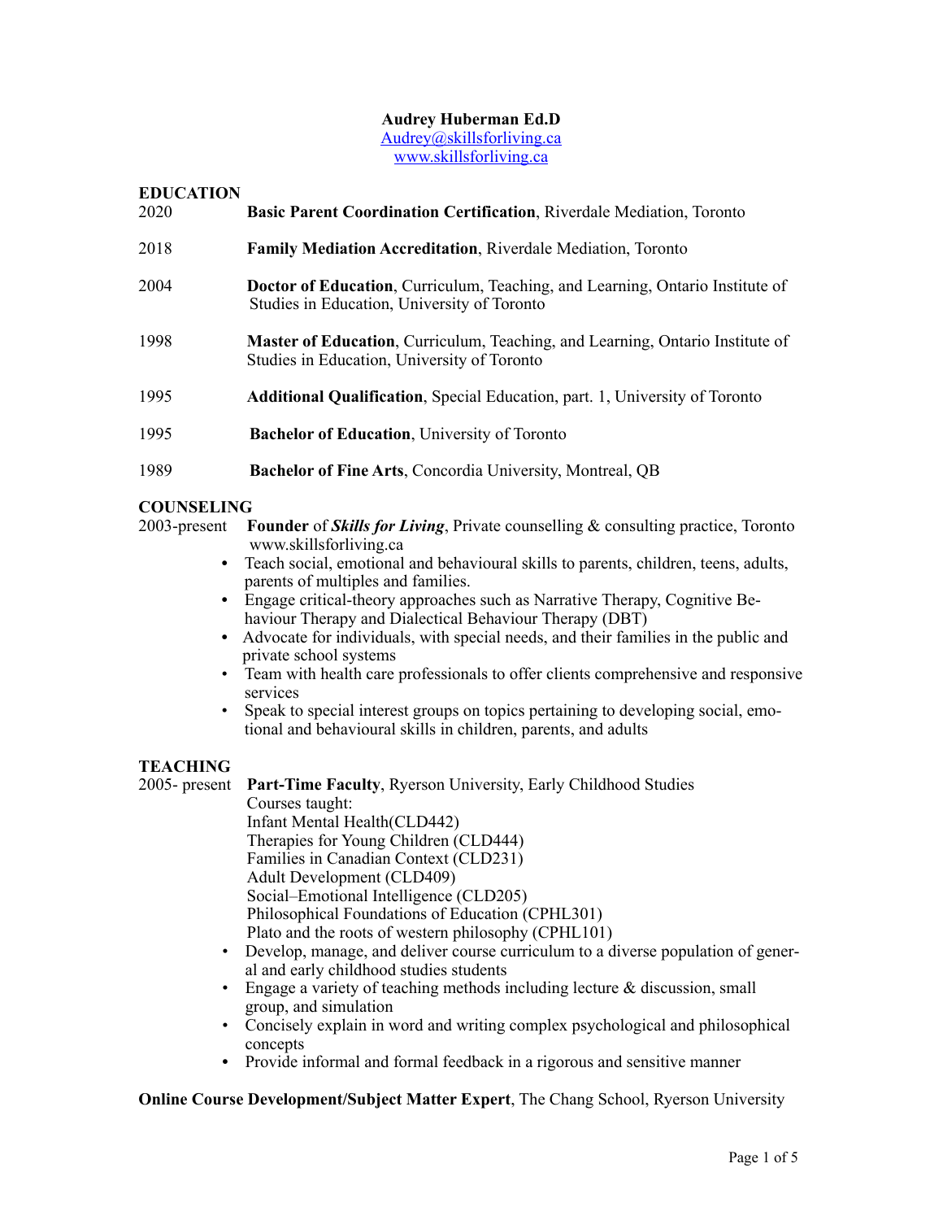**Audrey Huberman Ed.D**
Audrey@skillsforliving.ca
www.skillsforliving.ca

## EDUCATION

2020 **Basic Parent Coordination Certification**, Riverdale Mediation, Toronto

2018 **Family Mediation Accreditation**, Riverdale Mediation, Toronto

2004 **Doctor of Education**, Curriculum, Teaching, and Learning, Ontario Institute of Studies in Education, University of Toronto

1998 **Master of Education**, Curriculum, Teaching, and Learning, Ontario Institute of Studies in Education, University of Toronto

1995 **Additional Qualification**, Special Education, part. 1, University of Toronto

1995 **Bachelor of Education**, University of Toronto

1989 **Bachelor of Fine Arts**, Concordia University, Montreal, QB

## COUNSELING

2003-present **Founder** of ***Skills for Living***, Private counselling & consulting practice, Toronto www.skillsforliving.ca

- Teach social, emotional and behavioural skills to parents, children, teens, adults, parents of multiples and families.
- Engage critical-theory approaches such as Narrative Therapy, Cognitive Behaviour Therapy and Dialectical Behaviour Therapy (DBT)
- Advocate for individuals, with special needs, and their families in the public and private school systems
- Team with health care professionals to offer clients comprehensive and responsive services
- Speak to special interest groups on topics pertaining to developing social, emotional and behavioural skills in children, parents, and adults

## TEACHING

2005- present **Part-Time Faculty**, Ryerson University, Early Childhood Studies

Courses taught:
Infant Mental Health(CLD442)
Therapies for Young Children (CLD444)
Families in Canadian Context (CLD231)
Adult Development (CLD409)
Social–Emotional Intelligence (CLD205)
Philosophical Foundations of Education (CPHL301)
Plato and the roots of western philosophy (CPHL101)

- Develop, manage, and deliver course curriculum to a diverse population of general and early childhood studies students
- Engage a variety of teaching methods including lecture & discussion, small group, and simulation
- Concisely explain in word and writing complex psychological and philosophical concepts
- Provide informal and formal feedback in a rigorous and sensitive manner

**Online Course Development/Subject Matter Expert**, The Chang School, Ryerson University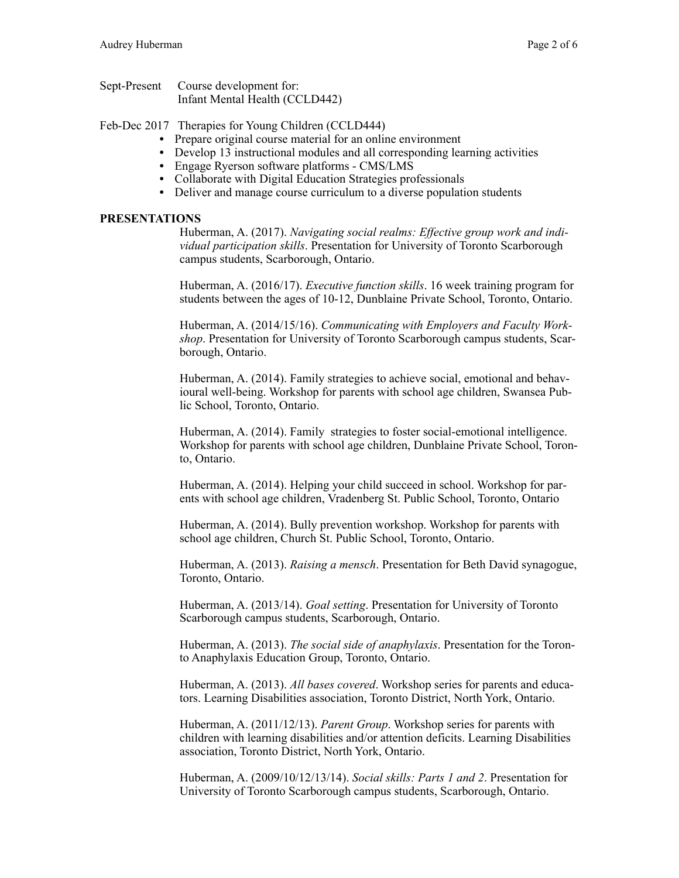Sept-Present Course development for:
Infant Mental Health (CCLD442)

Feb-Dec 2017 Therapies for Young Children (CCLD444)

- Prepare original course material for an online environment
- Develop 13 instructional modules and all corresponding learning activities
- Engage Ryerson software platforms - CMS/LMS
- Collaborate with Digital Education Strategies professionals
- Deliver and manage course curriculum to a diverse population students

**PRESENTATIONS**

Huberman, A. (2017). *Navigating social realms: Effective group work and individual participation skills*. Presentation for University of Toronto Scarborough campus students, Scarborough, Ontario.

Huberman, A. (2016/17). *Executive function skills*. 16 week training program for students between the ages of 10-12, Dunblaine Private School, Toronto, Ontario.

Huberman, A. (2014/15/16). *Communicating with Employers and Faculty Workshop*. Presentation for University of Toronto Scarborough campus students, Scarborough, Ontario.

Huberman, A. (2014). Family strategies to achieve social, emotional and behavioural well-being. Workshop for parents with school age children, Swansea Public School, Toronto, Ontario.

Huberman, A. (2014). Family strategies to foster social-emotional intelligence. Workshop for parents with school age children, Dunblaine Private School, Toronto, Ontario.

Huberman, A. (2014). Helping your child succeed in school. Workshop for parents with school age children, Vradenberg St. Public School, Toronto, Ontario

Huberman, A. (2014). Bully prevention workshop. Workshop for parents with school age children, Church St. Public School, Toronto, Ontario.

Huberman, A. (2013). *Raising a mensch*. Presentation for Beth David synagogue, Toronto, Ontario.

Huberman, A. (2013/14). *Goal setting*. Presentation for University of Toronto Scarborough campus students, Scarborough, Ontario.

Huberman, A. (2013). *The social side of anaphylaxis*. Presentation for the Toronto Anaphylaxis Education Group, Toronto, Ontario.

Huberman, A. (2013). *All bases covered*. Workshop series for parents and educators. Learning Disabilities association, Toronto District, North York, Ontario.

Huberman, A. (2011/12/13). *Parent Group*. Workshop series for parents with children with learning disabilities and/or attention deficits. Learning Disabilities association, Toronto District, North York, Ontario.

Huberman, A. (2009/10/12/13/14). *Social skills: Parts 1 and 2*. Presentation for University of Toronto Scarborough campus students, Scarborough, Ontario.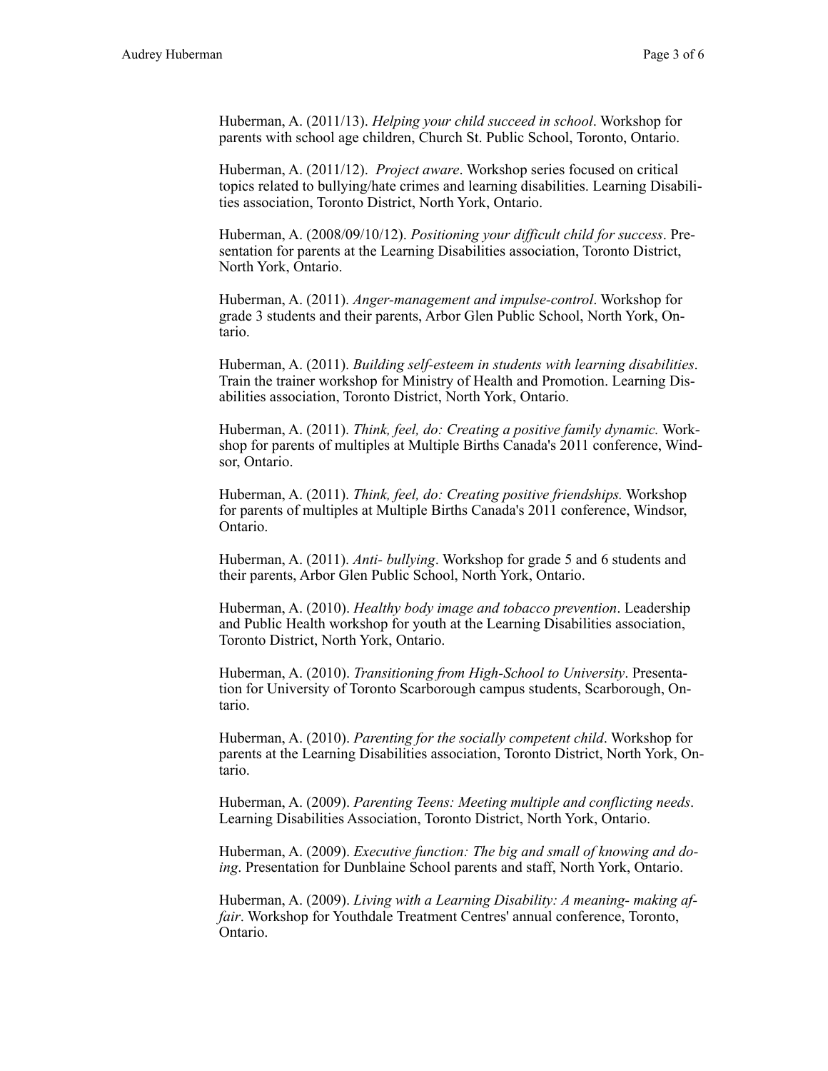Huberman, A. (2011/13). *Helping your child succeed in school*. Workshop for parents with school age children, Church St. Public School, Toronto, Ontario.

Huberman, A. (2011/12). *Project aware*. Workshop series focused on critical topics related to bullying/hate crimes and learning disabilities. Learning Disabilities association, Toronto District, North York, Ontario.

Huberman, A. (2008/09/10/12). *Positioning your difficult child for success*. Presentation for parents at the Learning Disabilities association, Toronto District, North York, Ontario.

Huberman, A. (2011). *Anger-management and impulse-control*. Workshop for grade 3 students and their parents, Arbor Glen Public School, North York, Ontario.

Huberman, A. (2011). *Building self-esteem in students with learning disabilities*. Train the trainer workshop for Ministry of Health and Promotion. Learning Disabilities association, Toronto District, North York, Ontario.

Huberman, A. (2011). *Think, feel, do: Creating a positive family dynamic.* Workshop for parents of multiples at Multiple Births Canada's 2011 conference, Windsor, Ontario.

Huberman, A. (2011). *Think, feel, do: Creating positive friendships.* Workshop for parents of multiples at Multiple Births Canada's 2011 conference, Windsor, Ontario.

Huberman, A. (2011). *Anti- bullying*. Workshop for grade 5 and 6 students and their parents, Arbor Glen Public School, North York, Ontario.

Huberman, A. (2010). *Healthy body image and tobacco prevention*. Leadership and Public Health workshop for youth at the Learning Disabilities association, Toronto District, North York, Ontario.

Huberman, A. (2010). *Transitioning from High-School to University*. Presentation for University of Toronto Scarborough campus students, Scarborough, Ontario.

Huberman, A. (2010). *Parenting for the socially competent child*. Workshop for parents at the Learning Disabilities association, Toronto District, North York, Ontario.

Huberman, A. (2009). *Parenting Teens: Meeting multiple and conflicting needs*. Learning Disabilities Association, Toronto District, North York, Ontario.

Huberman, A. (2009). *Executive function: The big and small of knowing and doing*. Presentation for Dunblaine School parents and staff, North York, Ontario.

Huberman, A. (2009). *Living with a Learning Disability: A meaning- making affair*. Workshop for Youthdale Treatment Centres' annual conference, Toronto, Ontario.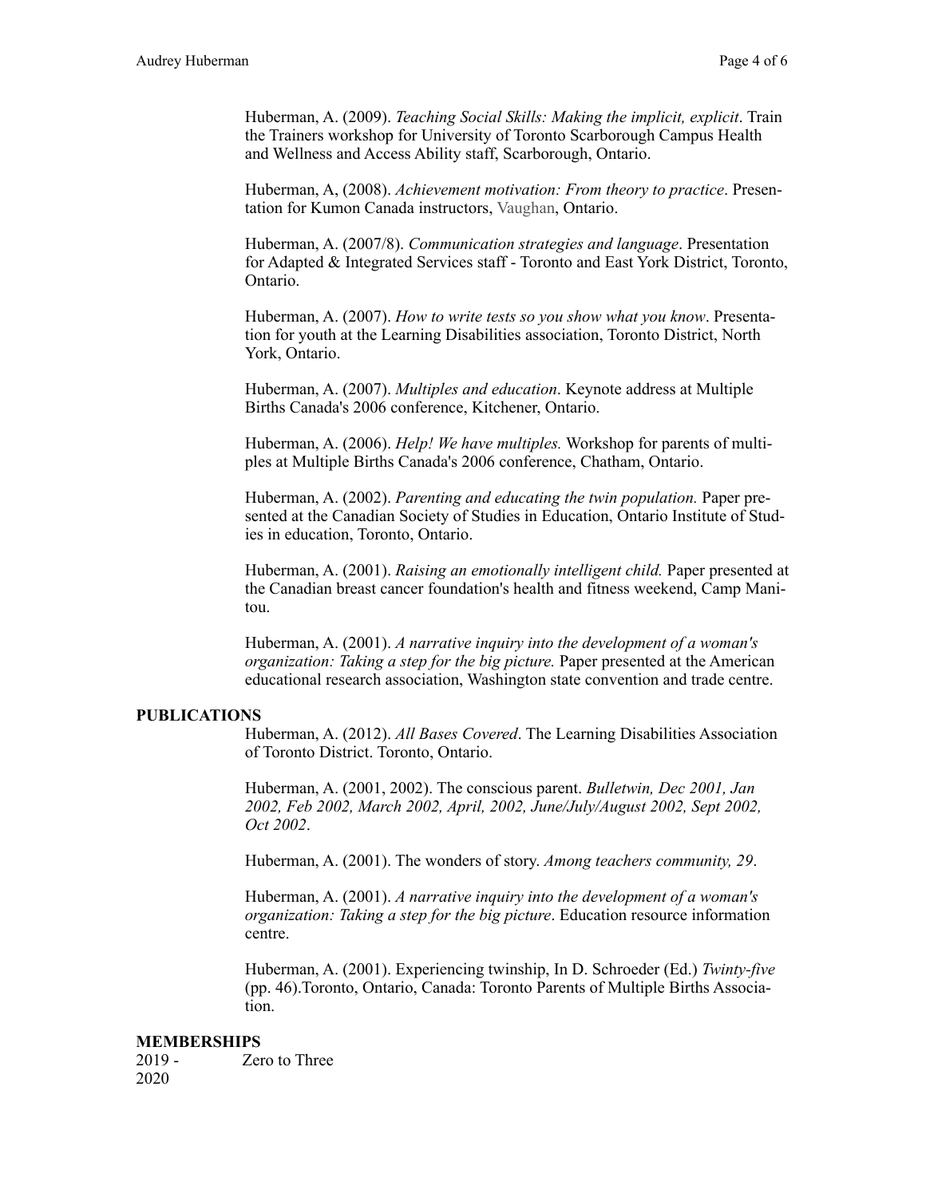Huberman, A. (2009). *Teaching Social Skills: Making the implicit, explicit*. Train the Trainers workshop for University of Toronto Scarborough Campus Health and Wellness and Access Ability staff, Scarborough, Ontario.

Huberman, A, (2008). *Achievement motivation: From theory to practice*. Presentation for Kumon Canada instructors, Vaughan, Ontario.

Huberman, A. (2007/8). *Communication strategies and language*. Presentation for Adapted & Integrated Services staff - Toronto and East York District, Toronto, Ontario.

Huberman, A. (2007). *How to write tests so you show what you know*. Presentation for youth at the Learning Disabilities association, Toronto District, North York, Ontario.

Huberman, A. (2007). *Multiples and education*. Keynote address at Multiple Births Canada's 2006 conference, Kitchener, Ontario.

Huberman, A. (2006). *Help! We have multiples.* Workshop for parents of multiples at Multiple Births Canada's 2006 conference, Chatham, Ontario.

Huberman, A. (2002). *Parenting and educating the twin population.* Paper presented at the Canadian Society of Studies in Education, Ontario Institute of Studies in education, Toronto, Ontario.

Huberman, A. (2001). *Raising an emotionally intelligent child.* Paper presented at the Canadian breast cancer foundation's health and fitness weekend, Camp Manitou.

Huberman, A. (2001). *A narrative inquiry into the development of a woman's organization: Taking a step for the big picture.* Paper presented at the American educational research association, Washington state convention and trade centre.

## PUBLICATIONS

Huberman, A. (2012). *All Bases Covered*. The Learning Disabilities Association of Toronto District. Toronto, Ontario.

Huberman, A. (2001, 2002). The conscious parent. *Bulletwin, Dec 2001, Jan 2002, Feb 2002, March 2002, April, 2002, June/July/August 2002, Sept 2002, Oct 2002*.

Huberman, A. (2001). The wonders of story. *Among teachers community, 29*.

Huberman, A. (2001). *A narrative inquiry into the development of a woman's organization: Taking a step for the big picture*. Education resource information centre.

Huberman, A. (2001). Experiencing twinship, In D. Schroeder (Ed.) *Twinty-five* (pp. 46).Toronto, Ontario, Canada: Toronto Parents of Multiple Births Association.

## MEMBERSHIPS

2019 - 2020 Zero to Three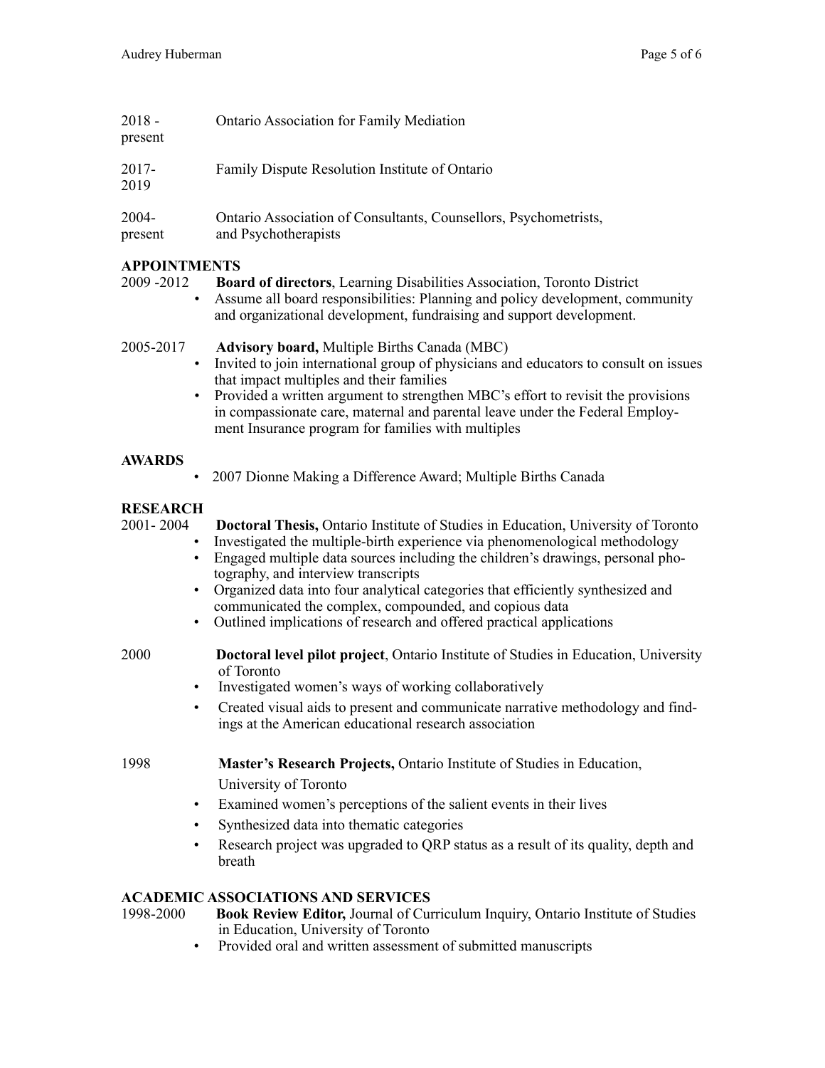2018 - present  Ontario Association for Family Mediation

2017- 2019  Family Dispute Resolution Institute of Ontario

2004- present  Ontario Association of Consultants, Counsellors, Psychometrists, and Psychotherapists

## APPOINTMENTS

2009 -2012  **Board of directors**, Learning Disabilities Association, Toronto District

- Assume all board responsibilities: Planning and policy development, community and organizational development, fundraising and support development.

2005-2017  **Advisory board,** Multiple Births Canada (MBC)

- Invited to join international group of physicians and educators to consult on issues that impact multiples and their families
- Provided a written argument to strengthen MBC's effort to revisit the provisions in compassionate care, maternal and parental leave under the Federal Employment Insurance program for families with multiples

## AWARDS

- 2007 Dionne Making a Difference Award; Multiple Births Canada

## RESEARCH

2001- 2004  **Doctoral Thesis,** Ontario Institute of Studies in Education, University of Toronto

- Investigated the multiple-birth experience via phenomenological methodology
- Engaged multiple data sources including the children's drawings, personal photography, and interview transcripts
- Organized data into four analytical categories that efficiently synthesized and communicated the complex, compounded, and copious data
- Outlined implications of research and offered practical applications

2000  **Doctoral level pilot project**, Ontario Institute of Studies in Education, University of Toronto

- Investigated women's ways of working collaboratively
- Created visual aids to present and communicate narrative methodology and findings at the American educational research association

1998  **Master's Research Projects,** Ontario Institute of Studies in Education, University of Toronto

- Examined women's perceptions of the salient events in their lives
- Synthesized data into thematic categories
- Research project was upgraded to QRP status as a result of its quality, depth and breath

## ACADEMIC ASSOCIATIONS AND SERVICES

1998-2000  **Book Review Editor,** Journal of Curriculum Inquiry, Ontario Institute of Studies in Education, University of Toronto

- Provided oral and written assessment of submitted manuscripts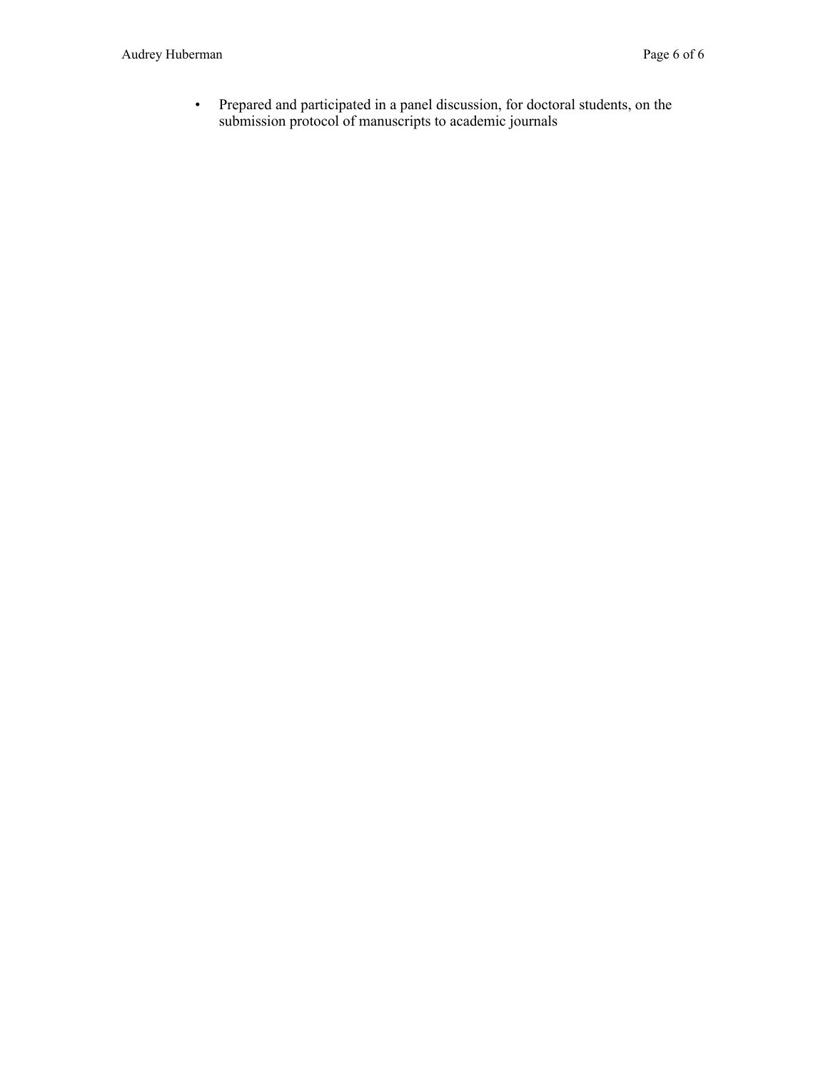- Prepared and participated in a panel discussion, for doctoral students, on the submission protocol of manuscripts to academic journals